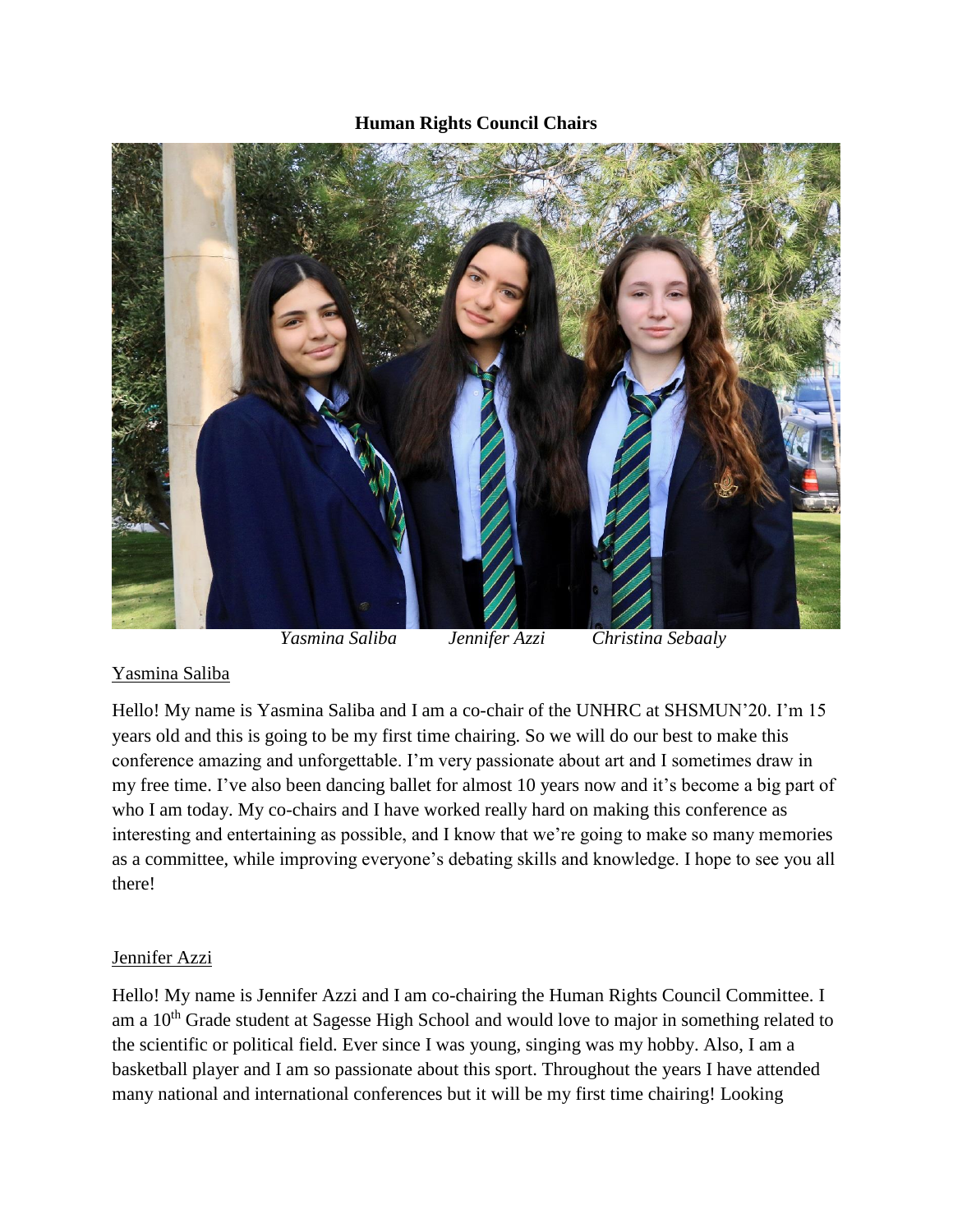**Human Rights Council Chairs**

*Yasmina Saliba* *Jennifer Azzi* *Christina Sebaaly*

Yasmina Saliba

Hello! My name is Yasmina Saliba and I am a co-chair of the UNHRC at SHSMUN'20. I'm 15 years old and this is going to be my first time chairing. So we will do our best to make this conference amazing and unforgettable. I'm very passionate about art and I sometimes draw in my free time. I've also been dancing ballet for almost 10 years now and it's become a big part of who I am today. My co-chairs and I have worked really hard on making this conference as interesting and entertaining as possible, and I know that we're going to make so many memories as a committee, while improving everyone's debating skills and knowledge. I hope to see you all there!

Jennifer Azzi

Hello! My name is Jennifer Azzi and I am co-chairing the Human Rights Council Committee. I am a 10th Grade student at Sagesse High School and would love to major in something related to the scientific or political field. Ever since I was young, singing was my hobby. Also, I am a basketball player and I am so passionate about this sport. Throughout the years I have attended many national and international conferences but it will be my first time chairing! Looking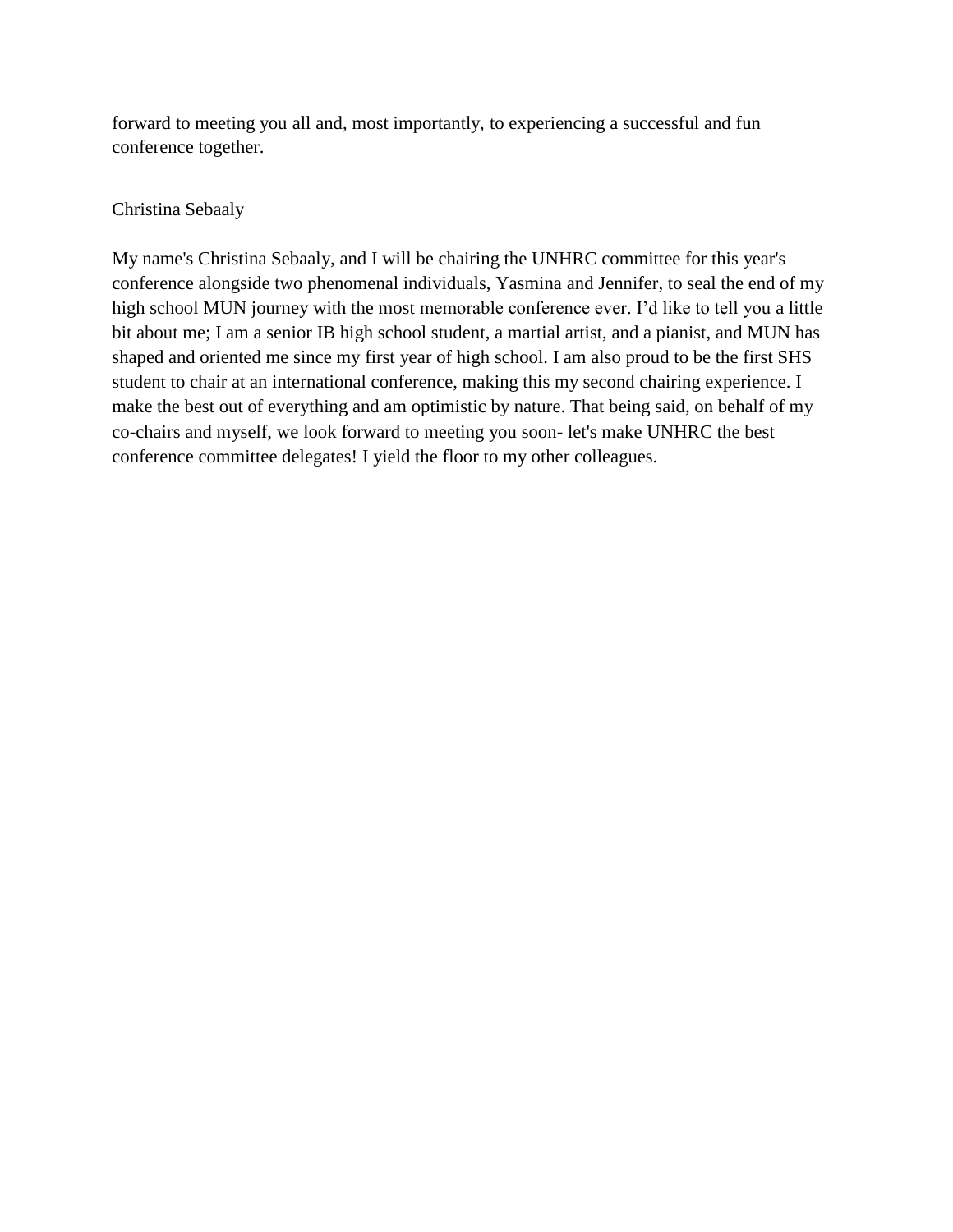forward to meeting you all and, most importantly, to experiencing a successful and fun conference together.

<u>Christina Sebaaly</u>

My name's Christina Sebaaly, and I will be chairing the UNHRC committee for this year's conference alongside two phenomenal individuals, Yasmina and Jennifer, to seal the end of my high school MUN journey with the most memorable conference ever. I'd like to tell you a little bit about me; I am a senior IB high school student, a martial artist, and a pianist, and MUN has shaped and oriented me since my first year of high school. I am also proud to be the first SHS student to chair at an international conference, making this my second chairing experience. I make the best out of everything and am optimistic by nature. That being said, on behalf of my co-chairs and myself, we look forward to meeting you soon- let's make UNHRC the best conference committee delegates! I yield the floor to my other colleagues.